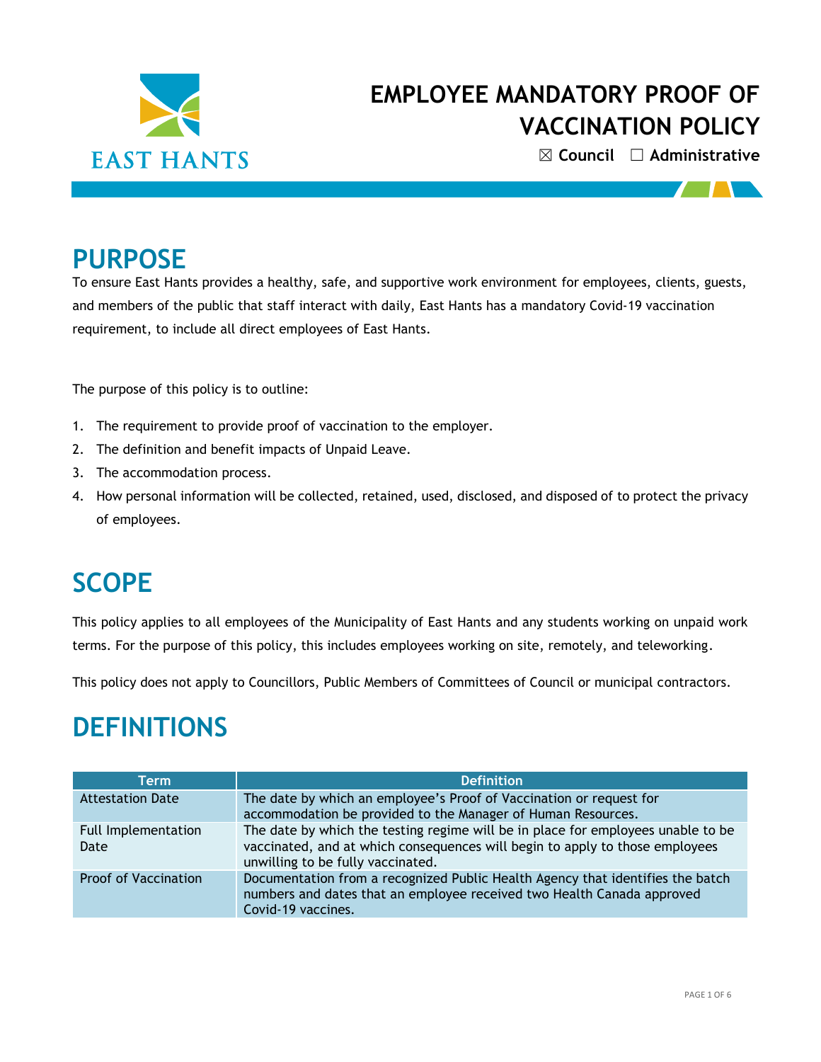# EMPLOYEE MANDATORY PROOF OF VACCINATION POLICY

☒ **Council** ☐ **Administrative**

## PURPOSE

To ensure East Hants provides a healthy, safe, and supportive work environment for employees, clients, guests, and members of the public that staff interact with daily, East Hants has a mandatory Covid-19 vaccination requirement, to include all direct employees of East Hants.

The purpose of this policy is to outline:

1. The requirement to provide proof of vaccination to the employer.
2. The definition and benefit impacts of Unpaid Leave.
3. The accommodation process.
4. How personal information will be collected, retained, used, disclosed, and disposed of to protect the privacy of employees.

## SCOPE

This policy applies to all employees of the Municipality of East Hants and any students working on unpaid work terms. For the purpose of this policy, this includes employees working on site, remotely, and teleworking.

This policy does not apply to Councillors, Public Members of Committees of Council or municipal contractors.

## DEFINITIONS

| Term | Definition |
|---|---|
| Attestation Date | The date by which an employee's Proof of Vaccination or request for accommodation be provided to the Manager of Human Resources. |
| Full Implementation Date | The date by which the testing regime will be in place for employees unable to be vaccinated, and at which consequences will begin to apply to those employees unwilling to be fully vaccinated. |
| Proof of Vaccination | Documentation from a recognized Public Health Agency that identifies the batch numbers and dates that an employee received two Health Canada approved Covid-19 vaccines. |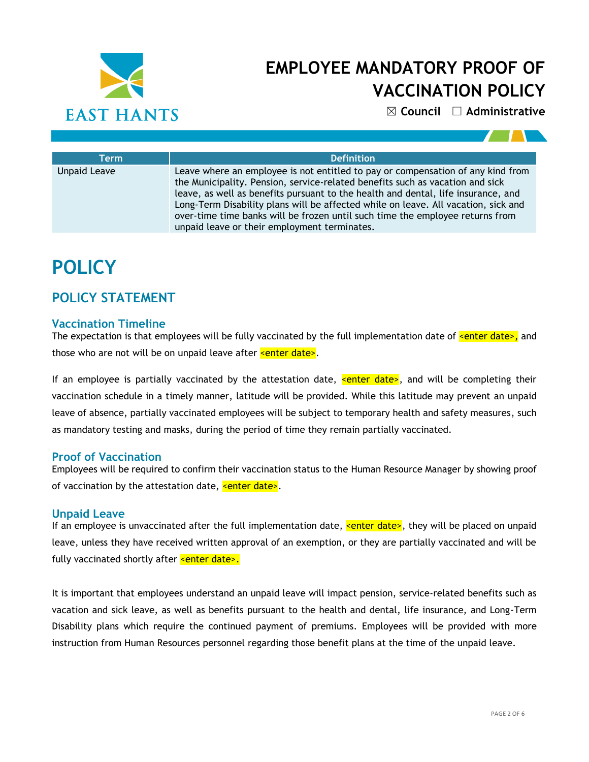| Term | Definition |
|---|---|
| Unpaid Leave | Leave where an employee is not entitled to pay or compensation of any kind from the Municipality. Pension, service-related benefits such as vacation and sick leave, as well as benefits pursuant to the health and dental, life insurance, and Long-Term Disability plans will be affected while on leave. All vacation, sick and over-time time banks will be frozen until such time the employee returns from unpaid leave or their employment terminates. |

# POLICY

## POLICY STATEMENT

### Vaccination Timeline

The expectation is that employees will be fully vaccinated by the full implementation date of <enter date>, and those who are not will be on unpaid leave after <enter date>.

If an employee is partially vaccinated by the attestation date, <enter date>, and will be completing their vaccination schedule in a timely manner, latitude will be provided. While this latitude may prevent an unpaid leave of absence, partially vaccinated employees will be subject to temporary health and safety measures, such as mandatory testing and masks, during the period of time they remain partially vaccinated.

### Proof of Vaccination

Employees will be required to confirm their vaccination status to the Human Resource Manager by showing proof of vaccination by the attestation date, <enter date>.

### Unpaid Leave

If an employee is unvaccinated after the full implementation date, <enter date>, they will be placed on unpaid leave, unless they have received written approval of an exemption, or they are partially vaccinated and will be fully vaccinated shortly after <enter date>.

It is important that employees understand an unpaid leave will impact pension, service-related benefits such as vacation and sick leave, as well as benefits pursuant to the health and dental, life insurance, and Long-Term Disability plans which require the continued payment of premiums. Employees will be provided with more instruction from Human Resources personnel regarding those benefit plans at the time of the unpaid leave.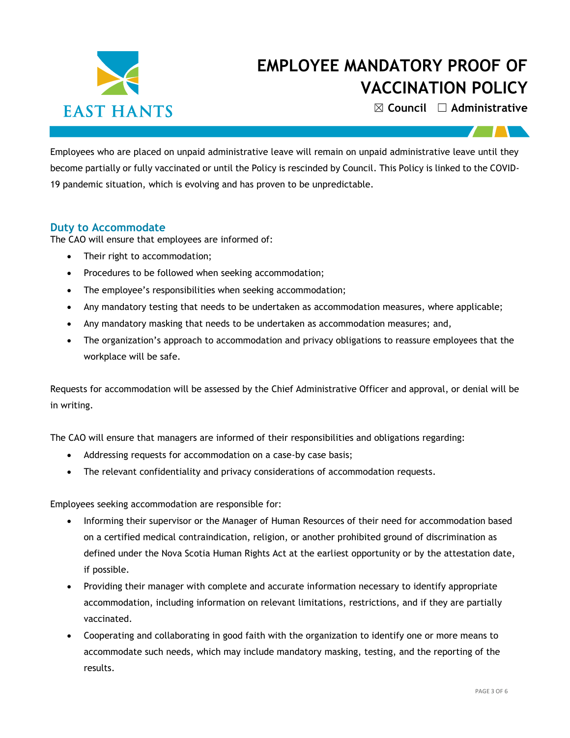Employees who are placed on unpaid administrative leave will remain on unpaid administrative leave until they become partially or fully vaccinated or until the Policy is rescinded by Council. This Policy is linked to the COVID-19 pandemic situation, which is evolving and has proven to be unpredictable.

## Duty to Accommodate

The CAO will ensure that employees are informed of:

- Their right to accommodation;
- Procedures to be followed when seeking accommodation;
- The employee's responsibilities when seeking accommodation;
- Any mandatory testing that needs to be undertaken as accommodation measures, where applicable;
- Any mandatory masking that needs to be undertaken as accommodation measures; and,
- The organization's approach to accommodation and privacy obligations to reassure employees that the workplace will be safe.

Requests for accommodation will be assessed by the Chief Administrative Officer and approval, or denial will be in writing.

The CAO will ensure that managers are informed of their responsibilities and obligations regarding:

- Addressing requests for accommodation on a case-by case basis;
- The relevant confidentiality and privacy considerations of accommodation requests.

Employees seeking accommodation are responsible for:

- Informing their supervisor or the Manager of Human Resources of their need for accommodation based on a certified medical contraindication, religion, or another prohibited ground of discrimination as defined under the Nova Scotia Human Rights Act at the earliest opportunity or by the attestation date, if possible.
- Providing their manager with complete and accurate information necessary to identify appropriate accommodation, including information on relevant limitations, restrictions, and if they are partially vaccinated.
- Cooperating and collaborating in good faith with the organization to identify one or more means to accommodate such needs, which may include mandatory masking, testing, and the reporting of the results.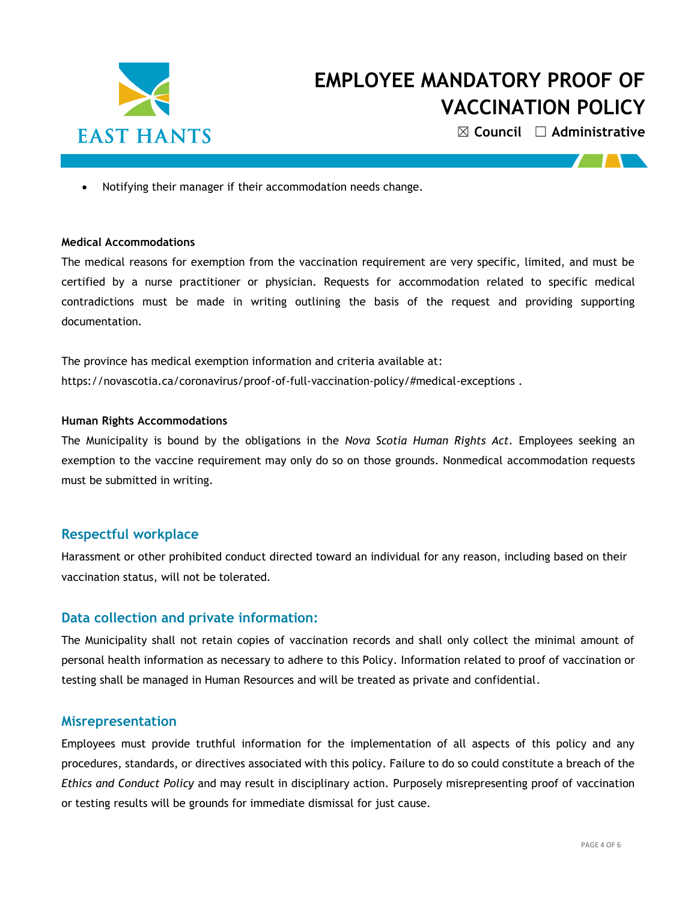- Notifying their manager if their accommodation needs change.

**Medical Accommodations**

The medical reasons for exemption from the vaccination requirement are very specific, limited, and must be certified by a nurse practitioner or physician. Requests for accommodation related to specific medical contradictions must be made in writing outlining the basis of the request and providing supporting documentation.

The province has medical exemption information and criteria available at: https://novascotia.ca/coronavirus/proof-of-full-vaccination-policy/#medical-exceptions .

**Human Rights Accommodations**

The Municipality is bound by the obligations in the *Nova Scotia Human Rights Act*. Employees seeking an exemption to the vaccine requirement may only do so on those grounds. Nonmedical accommodation requests must be submitted in writing.

## Respectful workplace

Harassment or other prohibited conduct directed toward an individual for any reason, including based on their vaccination status, will not be tolerated.

## Data collection and private information:

The Municipality shall not retain copies of vaccination records and shall only collect the minimal amount of personal health information as necessary to adhere to this Policy. Information related to proof of vaccination or testing shall be managed in Human Resources and will be treated as private and confidential.

## Misrepresentation

Employees must provide truthful information for the implementation of all aspects of this policy and any procedures, standards, or directives associated with this policy. Failure to do so could constitute a breach of the *Ethics and Conduct Policy* and may result in disciplinary action. Purposely misrepresenting proof of vaccination or testing results will be grounds for immediate dismissal for just cause.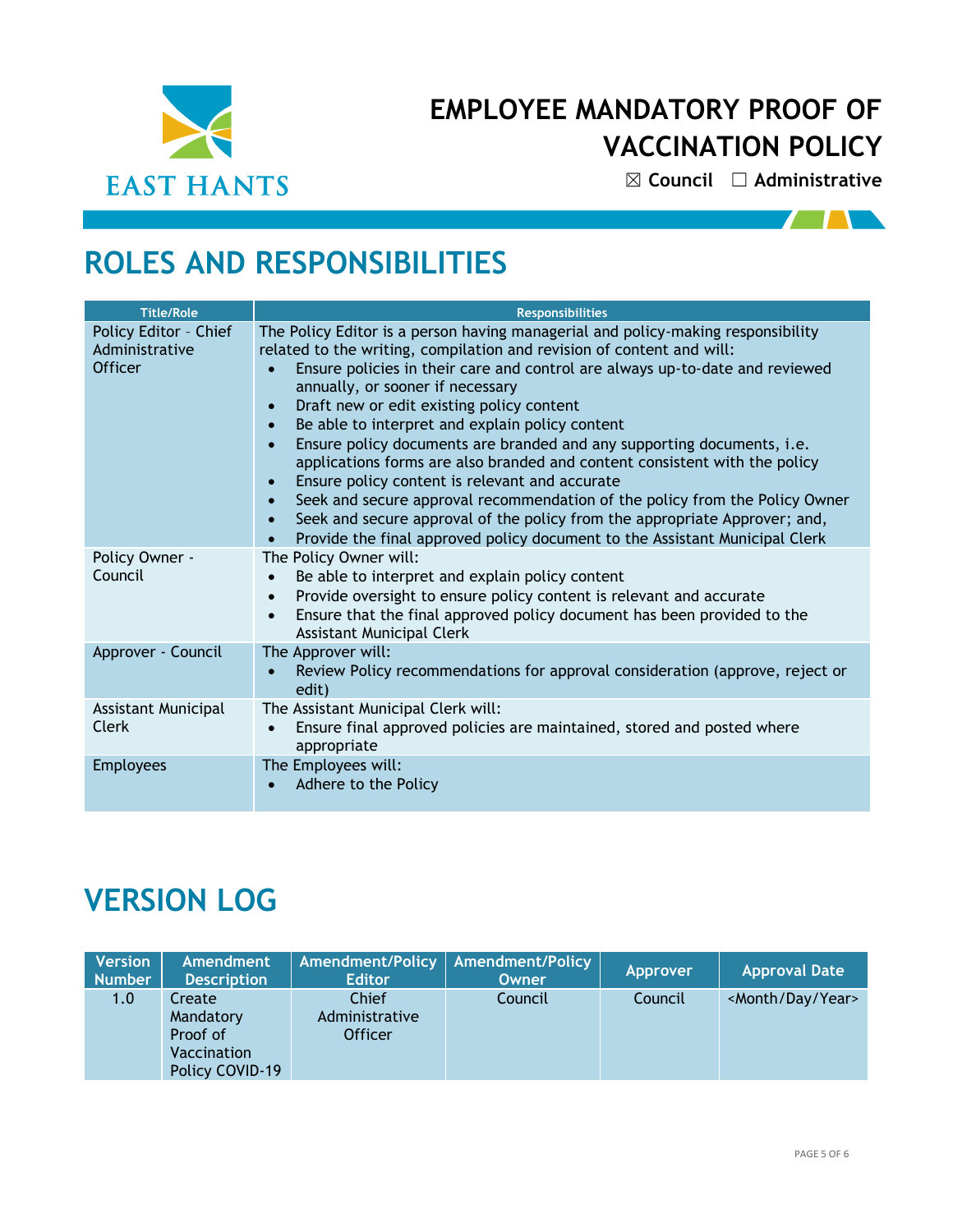# EMPLOYEE MANDATORY PROOF OF VACCINATION POLICY

☒ Council ☐ Administrative

## ROLES AND RESPONSIBILITIES

| Title/Role | Responsibilities |
| --- | --- |
| Policy Editor – Chief Administrative Officer | The Policy Editor is a person having managerial and policy-making responsibility related to the writing, compilation and revision of content and will:<br>• Ensure policies in their care and control are always up-to-date and reviewed annually, or sooner if necessary<br>• Draft new or edit existing policy content<br>• Be able to interpret and explain policy content<br>• Ensure policy documents are branded and any supporting documents, i.e. applications forms are also branded and content consistent with the policy<br>• Ensure policy content is relevant and accurate<br>• Seek and secure approval recommendation of the policy from the Policy Owner<br>• Seek and secure approval of the policy from the appropriate Approver; and,<br>• Provide the final approved policy document to the Assistant Municipal Clerk |
| Policy Owner - Council | The Policy Owner will:<br>• Be able to interpret and explain policy content<br>• Provide oversight to ensure policy content is relevant and accurate<br>• Ensure that the final approved policy document has been provided to the Assistant Municipal Clerk |
| Approver - Council | The Approver will:<br>• Review Policy recommendations for approval consideration (approve, reject or edit) |
| Assistant Municipal Clerk | The Assistant Municipal Clerk will:<br>• Ensure final approved policies are maintained, stored and posted where appropriate |
| Employees | The Employees will:<br>• Adhere to the Policy |

## VERSION LOG

| Version Number | Amendment Description | Amendment/Policy Editor | Amendment/Policy Owner | Approver | Approval Date |
| --- | --- | --- | --- | --- | --- |
| 1.0 | Create Mandatory Proof of Vaccination Policy COVID-19 | Chief Administrative Officer | Council | Council | <Month/Day/Year> |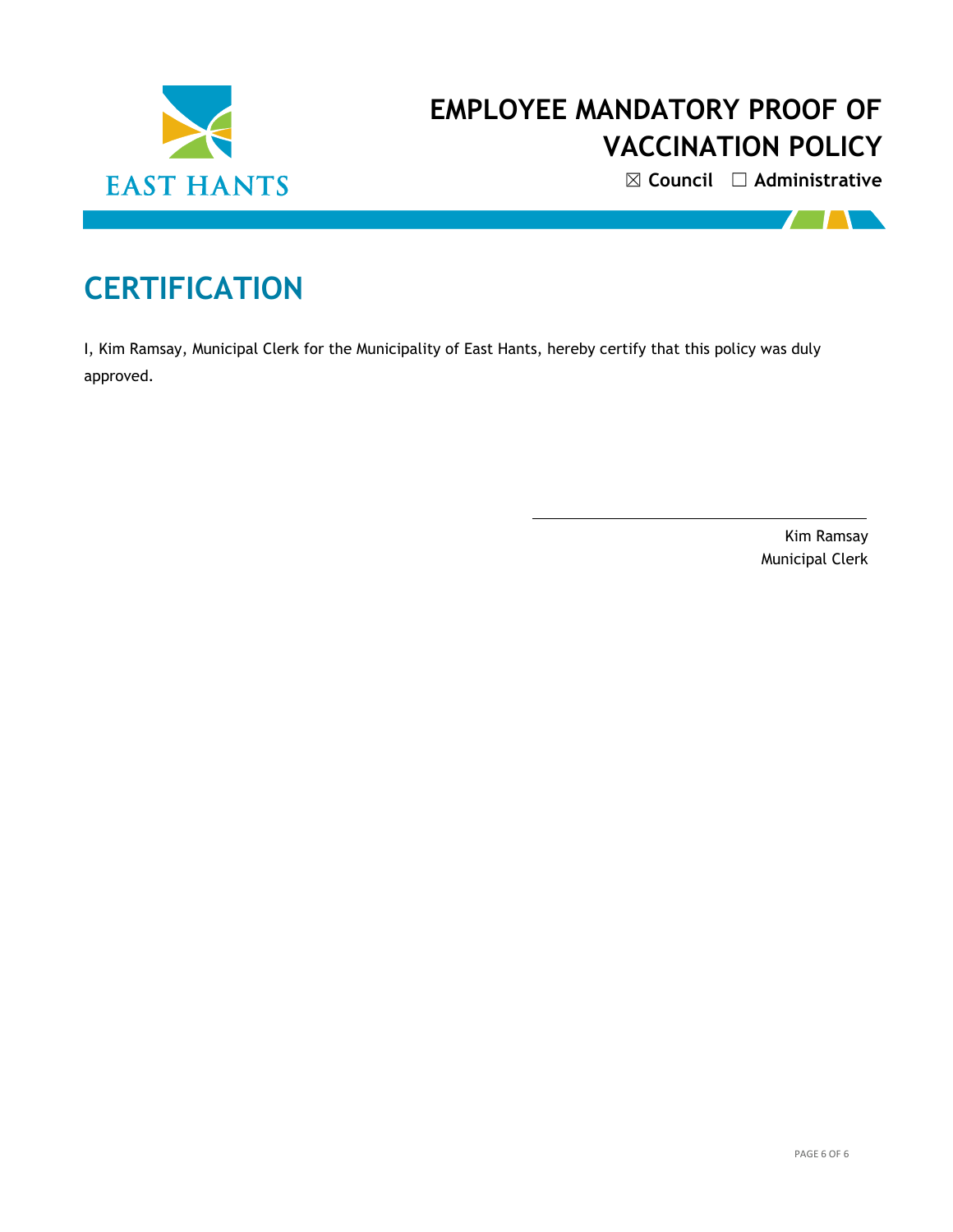# CERTIFICATION

I, Kim Ramsay, Municipal Clerk for the Municipality of East Hants, hereby certify that this policy was duly approved.

Kim Ramsay
Municipal Clerk